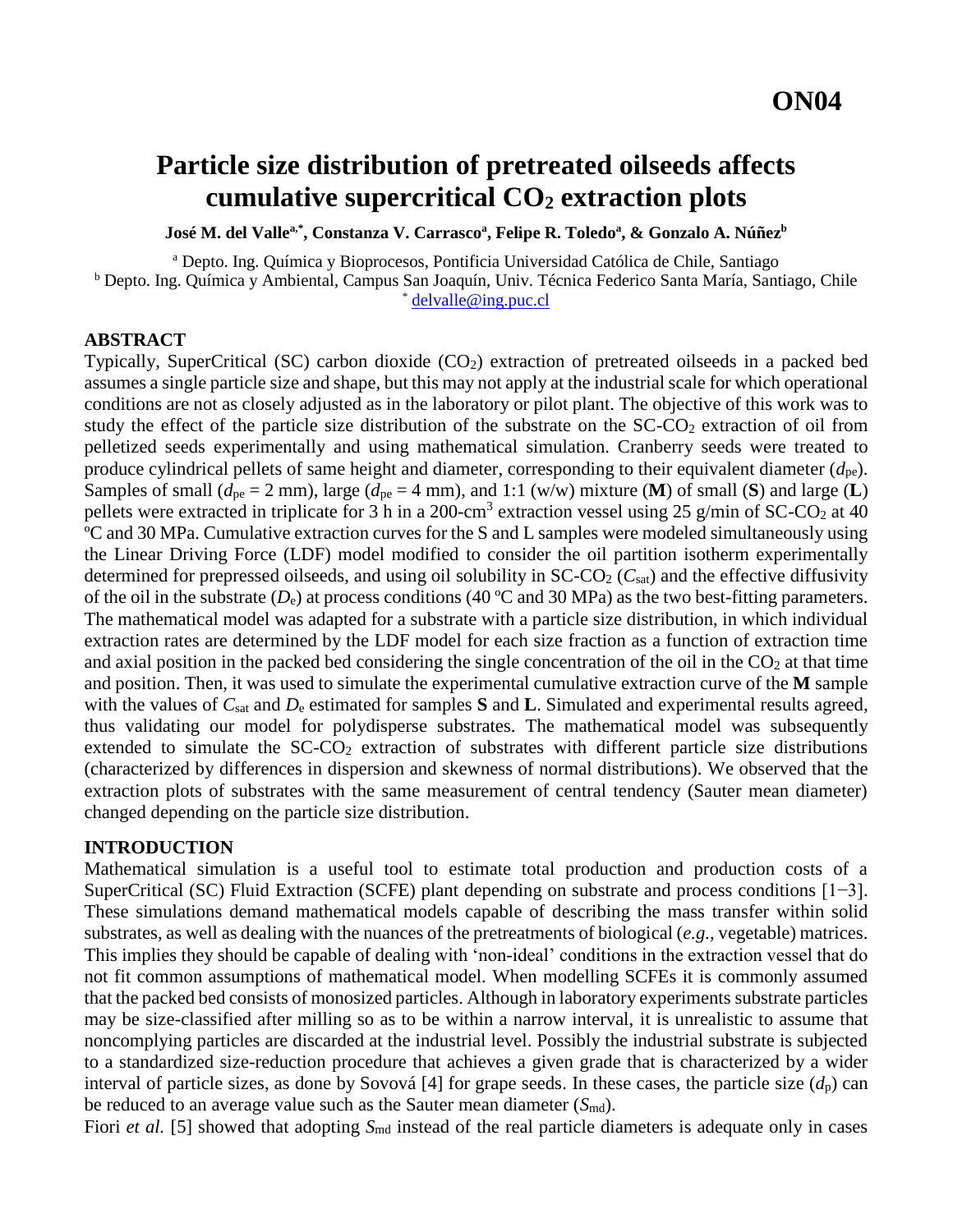ON04

# Particle size distribution of pretreated oilseeds affects cumulative supercritical $CO_2$ extraction plots

**José M. del Valle[a,*], Constanza V. Carrasco[a], Felipe R. Toledo[a], & Gonzalo A. Núñez[b]**

[a] Depto. Ing. Química y Bioprocesos, Pontificia Universidad Católica de Chile, Santiago
[b] Depto. Ing. Química y Ambiental, Campus San Joaquín, Univ. Técnica Federico Santa María, Santiago, Chile
[*] delvalle@ing.puc.cl

## ABSTRACT

Typically, SuperCritical (SC) carbon dioxide ($CO_2$) extraction of pretreated oilseeds in a packed bed assumes a single particle size and shape, but this may not apply at the industrial scale for which operational conditions are not as closely adjusted as in the laboratory or pilot plant. The objective of this work was to study the effect of the particle size distribution of the substrate on the SC-$CO_2$ extraction of oil from pelletized seeds experimentally and using mathematical simulation. Cranberry seeds were treated to produce cylindrical pellets of same height and diameter, corresponding to their equivalent diameter ($d_{pe}$). Samples of small ($d_{pe}$ = 2 mm), large ($d_{pe}$ = 4 mm), and 1:1 (w/w) mixture (**M**) of small (**S**) and large (**L**) pellets were extracted in triplicate for 3 h in a 200-cm$^3$ extraction vessel using 25 g/min of SC-$CO_2$ at 40 ºC and 30 MPa. Cumulative extraction curves for the S and L samples were modeled simultaneously using the Linear Driving Force (LDF) model modified to consider the oil partition isotherm experimentally determined for prepressed oilseeds, and using oil solubility in SC-$CO_2$ ($C_{sat}$) and the effective diffusivity of the oil in the substrate ($D_e$) at process conditions (40 ºC and 30 MPa) as the two best-fitting parameters. The mathematical model was adapted for a substrate with a particle size distribution, in which individual extraction rates are determined by the LDF model for each size fraction as a function of extraction time and axial position in the packed bed considering the single concentration of the oil in the $CO_2$ at that time and position. Then, it was used to simulate the experimental cumulative extraction curve of the **M** sample with the values of $C_{sat}$ and $D_e$ estimated for samples **S** and **L**. Simulated and experimental results agreed, thus validating our model for polydisperse substrates. The mathematical model was subsequently extended to simulate the SC-$CO_2$ extraction of substrates with different particle size distributions (characterized by differences in dispersion and skewness of normal distributions). We observed that the extraction plots of substrates with the same measurement of central tendency (Sauter mean diameter) changed depending on the particle size distribution.

## INTRODUCTION

Mathematical simulation is a useful tool to estimate total production and production costs of a SuperCritical (SC) Fluid Extraction (SCFE) plant depending on substrate and process conditions [1−3]. These simulations demand mathematical models capable of describing the mass transfer within solid substrates, as well as dealing with the nuances of the pretreatments of biological (*e.g.*, vegetable) matrices. This implies they should be capable of dealing with 'non-ideal' conditions in the extraction vessel that do not fit common assumptions of mathematical model. When modelling SCFEs it is commonly assumed that the packed bed consists of monosized particles. Although in laboratory experiments substrate particles may be size-classified after milling so as to be within a narrow interval, it is unrealistic to assume that noncomplying particles are discarded at the industrial level. Possibly the industrial substrate is subjected to a standardized size-reduction procedure that achieves a given grade that is characterized by a wider interval of particle sizes, as done by Sovová [4] for grape seeds. In these cases, the particle size ($d_p$) can be reduced to an average value such as the Sauter mean diameter ($S_{md}$).

Fiori *et al.* [5] showed that adopting $S_{md}$ instead of the real particle diameters is adequate only in cases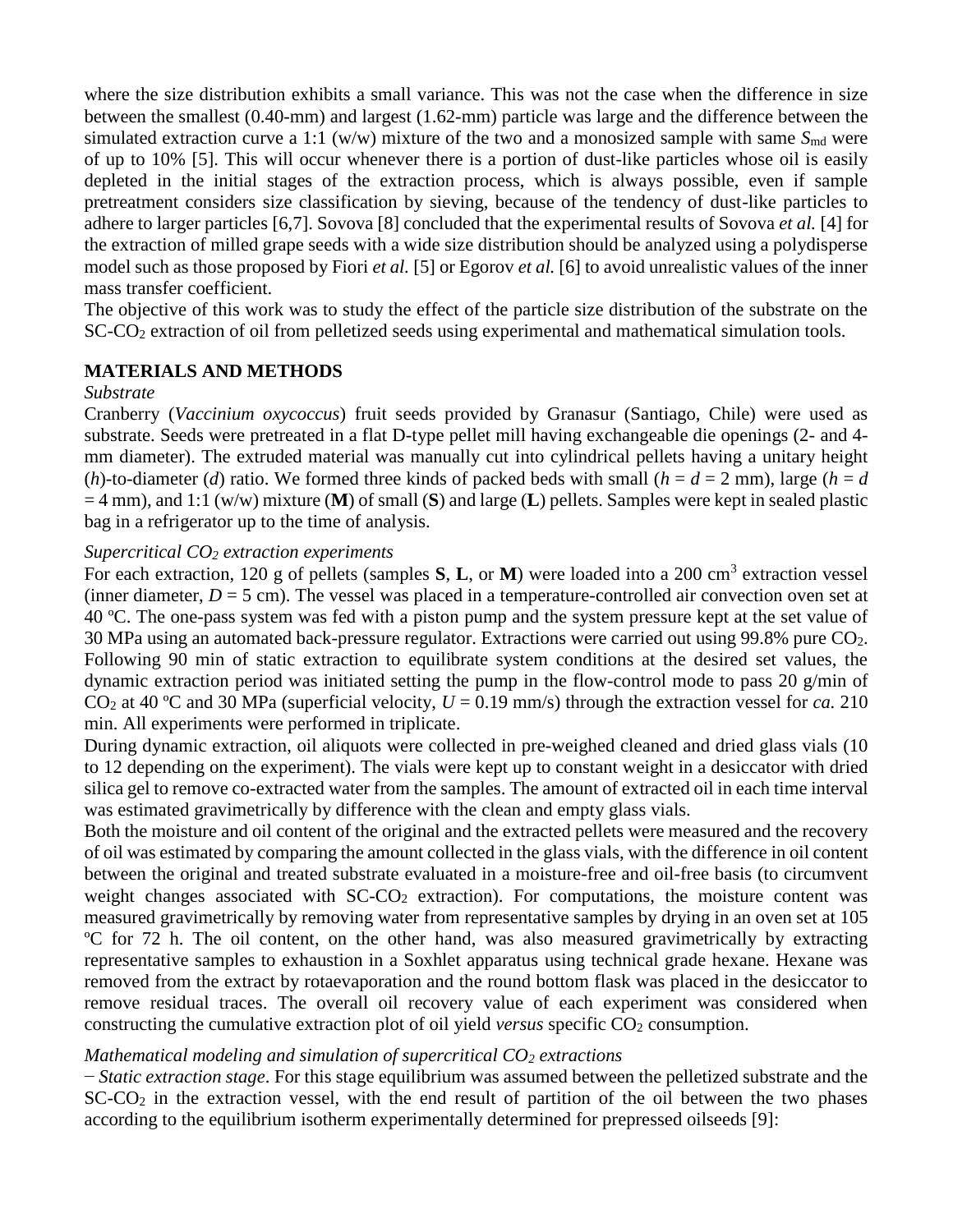where the size distribution exhibits a small variance. This was not the case when the difference in size between the smallest (0.40-mm) and largest (1.62-mm) particle was large and the difference between the simulated extraction curve a 1:1 (w/w) mixture of the two and a monosized sample with same $S_{md}$ were of up to 10% [5]. This will occur whenever there is a portion of dust-like particles whose oil is easily depleted in the initial stages of the extraction process, which is always possible, even if sample pretreatment considers size classification by sieving, because of the tendency of dust-like particles to adhere to larger particles [6,7]. Sovova [8] concluded that the experimental results of Sovova *et al.* [4] for the extraction of milled grape seeds with a wide size distribution should be analyzed using a polydisperse model such as those proposed by Fiori *et al.* [5] or Egorov *et al.* [6] to avoid unrealistic values of the inner mass transfer coefficient.

The objective of this work was to study the effect of the particle size distribution of the substrate on the SC-$CO_2$ extraction of oil from pelletized seeds using experimental and mathematical simulation tools.

## MATERIALS AND METHODS

*Substrate*

Cranberry (*Vaccinium oxycoccus*) fruit seeds provided by Granasur (Santiago, Chile) were used as substrate. Seeds were pretreated in a flat D-type pellet mill having exchangeable die openings (2- and 4-mm diameter). The extruded material was manually cut into cylindrical pellets having a unitary height ($h$)-to-diameter ($d$) ratio. We formed three kinds of packed beds with small ($h = d = 2$ mm), large ($h = d = 4$ mm), and 1:1 (w/w) mixture (**M**) of small (**S**) and large (**L**) pellets. Samples were kept in sealed plastic bag in a refrigerator up to the time of analysis.

*Supercritical $CO_2$ extraction experiments*

For each extraction, 120 g of pellets (samples **S**, **L**, or **M**) were loaded into a 200 cm$^3$ extraction vessel (inner diameter, $D = 5$ cm). The vessel was placed in a temperature-controlled air convection oven set at 40 ºC. The one-pass system was fed with a piston pump and the system pressure kept at the set value of 30 MPa using an automated back-pressure regulator. Extractions were carried out using 99.8% pure $CO_2$. Following 90 min of static extraction to equilibrate system conditions at the desired set values, the dynamic extraction period was initiated setting the pump in the flow-control mode to pass 20 g/min of $CO_2$ at 40 ºC and 30 MPa (superficial velocity, $U = 0.19$ mm/s) through the extraction vessel for *ca.* 210 min. All experiments were performed in triplicate.

During dynamic extraction, oil aliquots were collected in pre-weighed cleaned and dried glass vials (10 to 12 depending on the experiment). The vials were kept up to constant weight in a desiccator with dried silica gel to remove co-extracted water from the samples. The amount of extracted oil in each time interval was estimated gravimetrically by difference with the clean and empty glass vials.

Both the moisture and oil content of the original and the extracted pellets were measured and the recovery of oil was estimated by comparing the amount collected in the glass vials, with the difference in oil content between the original and treated substrate evaluated in a moisture-free and oil-free basis (to circumvent weight changes associated with SC-$CO_2$ extraction). For computations, the moisture content was measured gravimetrically by removing water from representative samples by drying in an oven set at 105 ºC for 72 h. The oil content, on the other hand, was also measured gravimetrically by extracting representative samples to exhaustion in a Soxhlet apparatus using technical grade hexane. Hexane was removed from the extract by rotaevaporation and the round bottom flask was placed in the desiccator to remove residual traces. The overall oil recovery value of each experiment was considered when constructing the cumulative extraction plot of oil yield *versus* specific $CO_2$ consumption.

*Mathematical modeling and simulation of supercritical $CO_2$ extractions*

− *Static extraction stage*. For this stage equilibrium was assumed between the pelletized substrate and the SC-$CO_2$ in the extraction vessel, with the end result of partition of the oil between the two phases according to the equilibrium isotherm experimentally determined for prepressed oilseeds [9]: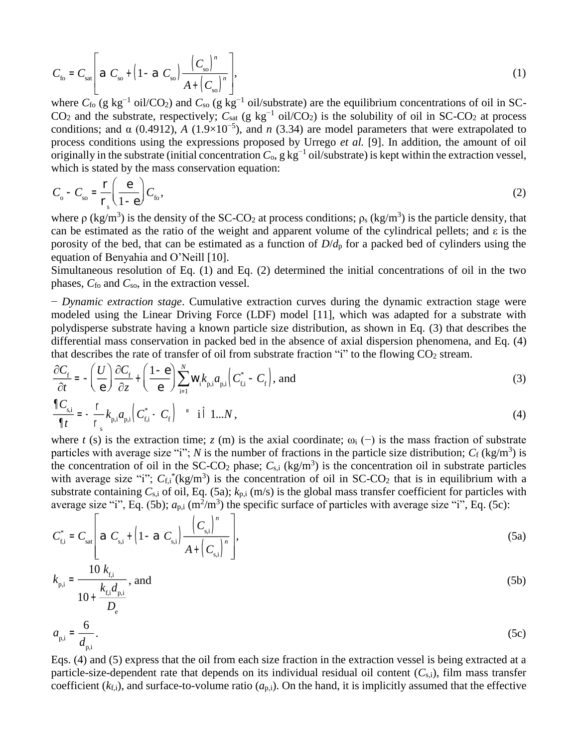$$C_{\mathrm{fo}} = C_{\mathrm{sat}}\left[\alpha\, C_{\mathrm{so}} + \left(1-\alpha\, C_{\mathrm{so}}\right)\frac{\left(C_{\mathrm{so}}\right)^{n}}{A+\left(C_{\mathrm{so}}\right)^{n}}\right], \tag{1}$$

where $C_{\mathrm{fo}}$ (g kg$^{-1}$ oil/$CO_2$) and $C_{\mathrm{so}}$ (g kg$^{-1}$ oil/substrate) are the equilibrium concentrations of oil in SC-$CO_2$ and the substrate, respectively; $C_{\mathrm{sat}}$ (g kg$^{-1}$ oil/$CO_2$) is the solubility of oil in SC-$CO_2$ at process conditions; and $\alpha$ (0.4912), $A$ ($1.9\times10^{-5}$), and $n$ (3.34) are model parameters that were extrapolated to process conditions using the expressions proposed by Urrego *et al.* [9]. In addition, the amount of oil originally in the substrate (initial concentration $C_{\mathrm{o}}$, g kg$^{-1}$ oil/substrate) is kept within the extraction vessel, which is stated by the mass conservation equation:

$$C_{\mathrm{o}} - C_{\mathrm{so}} = \frac{\rho}{\rho_{\mathrm{s}}}\left(\frac{\varepsilon}{1-\varepsilon}\right)C_{\mathrm{fo}}, \tag{2}$$

where $\rho$ (kg/m$^3$) is the density of the SC-$CO_2$ at process conditions; $\rho_{\mathrm{s}}$ (kg/m$^3$) is the particle density, that can be estimated as the ratio of the weight and apparent volume of the cylindrical pellets; and $\varepsilon$ is the porosity of the bed, that can be estimated as a function of $D/d_{\mathrm{p}}$ for a packed bed of cylinders using the equation of Benyahia and O'Neill [10].

Simultaneous resolution of Eq. (1) and Eq. (2) determined the initial concentrations of oil in the two phases, $C_{\mathrm{fo}}$ and $C_{\mathrm{so}}$, in the extraction vessel.

− *Dynamic extraction stage*. Cumulative extraction curves during the dynamic extraction stage were modeled using the Linear Driving Force (LDF) model [11], which was adapted for a substrate with polydisperse substrate having a known particle size distribution, as shown in Eq. (3) that describes the differential mass conservation in packed bed in the absence of axial dispersion phenomena, and Eq. (4) that describes the rate of transfer of oil from substrate fraction "i" to the flowing $CO_2$ stream.

$$\frac{\partial C_{\mathrm{f}}}{\partial t} = -\left(\frac{U}{\varepsilon}\right)\frac{\partial C_{\mathrm{f}}}{\partial z} + \left(\frac{1-\varepsilon}{\varepsilon}\right)\sum_{\mathrm{i}=1}^{N}\omega_{\mathrm{i}}k_{\mathrm{p,i}}a_{\mathrm{p,i}}\left(C_{\mathrm{f,i}}^{*}-C_{\mathrm{f}}\right), \text{ and} \tag{3}$$

$$\frac{\partial C_{\mathrm{s,i}}}{\partial t} = -\frac{\rho}{\rho_{\mathrm{s}}}k_{\mathrm{p,i}}a_{\mathrm{p,i}}\left(C_{\mathrm{f,i}}^{*}-C_{\mathrm{f}}\right) \quad \forall\ \mathrm{i}\in 1\ldots N, \tag{4}$$

where $t$ (s) is the extraction time; $z$ (m) is the axial coordinate; $\omega_{\mathrm{i}}$ (−) is the mass fraction of substrate particles with average size "i"; $N$ is the number of fractions in the particle size distribution; $C_{\mathrm{f}}$ (kg/m$^3$) is the concentration of oil in the SC-$CO_2$ phase; $C_{\mathrm{s,i}}$ (kg/m$^3$) is the concentration oil in substrate particles with average size "i"; $C_{\mathrm{f,i}}^{*}$(kg/m$^3$) is the concentration of oil in SC-$CO_2$ that is in equilibrium with a substrate containing $C_{\mathrm{s,i}}$ of oil, Eq. (5a); $k_{\mathrm{p,i}}$ (m/s) is the global mass transfer coefficient for particles with average size "i", Eq. (5b); $a_{\mathrm{p,i}}$ (m$^2$/m$^3$) the specific surface of particles with average size "i", Eq. (5c):

$$C_{\mathrm{f,i}}^{*} = C_{\mathrm{sat}}\left[\alpha\, C_{\mathrm{s,i}} + \left(1-\alpha\, C_{\mathrm{s,i}}\right)\frac{\left(C_{\mathrm{s,i}}\right)^{n}}{A+\left(C_{\mathrm{s,i}}\right)^{n}}\right], \tag{5a}$$

$$k_{\mathrm{p,i}} = \frac{10\, k_{\mathrm{f,i}}}{10+\dfrac{k_{\mathrm{f,i}}d_{\mathrm{p,i}}}{D_{\mathrm{e}}}}, \text{ and} \tag{5b}$$

$$a_{\mathrm{p,i}} = \frac{6}{d_{\mathrm{p,i}}}. \tag{5c}$$

Eqs. (4) and (5) express that the oil from each size fraction in the extraction vessel is being extracted at a particle-size-dependent rate that depends on its individual residual oil content ($C_{\mathrm{s,i}}$), film mass transfer coefficient ($k_{\mathrm{f,i}}$), and surface-to-volume ratio ($a_{\mathrm{p,i}}$). On the hand, it is implicitly assumed that the effective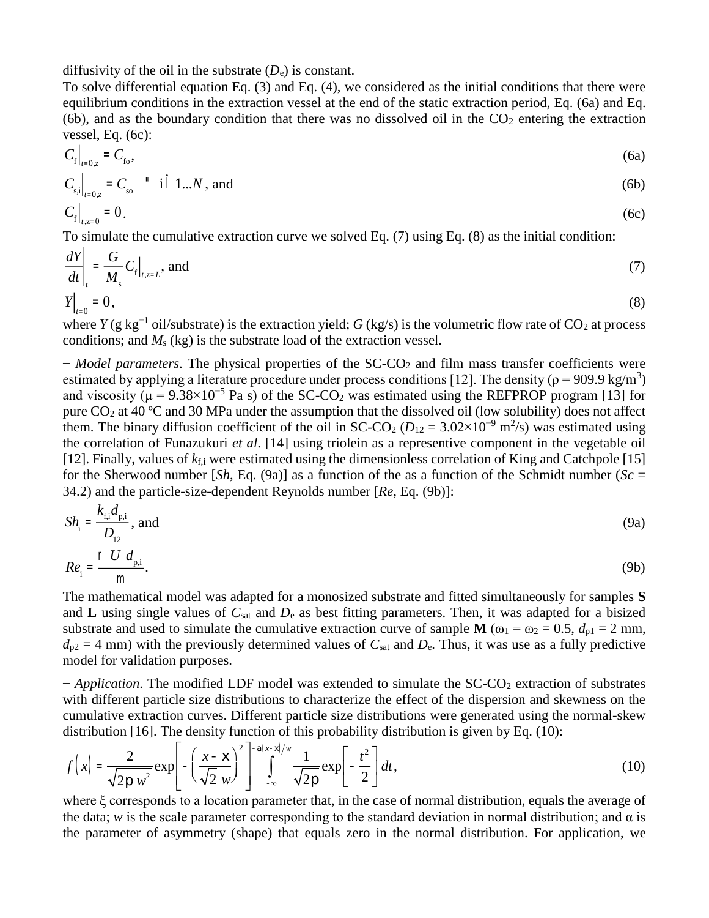diffusivity of the oil in the substrate ($D_e$) is constant.

To solve differential equation Eq. (3) and Eq. (4), we considered as the initial conditions that there were equilibrium conditions in the extraction vessel at the end of the static extraction period, Eq. (6a) and Eq. (6b), and as the boundary condition that there was no dissolved oil in the $CO_2$ entering the extraction vessel, Eq. (6c):

$$C_f\big|_{t=0,z} = C_{fo}, \tag{6a}$$

$$C_{s,i}\big|_{t=0,z} = C_{so} \quad \forall \; i \in 1 \ldots N, \text{ and} \tag{6b}$$

$$C_f\big|_{t,z=0} = 0. \tag{6c}$$

To simulate the cumulative extraction curve we solved Eq. (7) using Eq. (8) as the initial condition:

$$\left.\frac{dY}{dt}\right|_t = \frac{G}{M_s} C_f\big|_{t,z=L}, \text{ and} \tag{7}$$

$$Y\big|_{t=0} = 0, \tag{8}$$

where $Y$ (g kg$^{-1}$ oil/substrate) is the extraction yield; $G$ (kg/s) is the volumetric flow rate of $CO_2$ at process conditions; and $M_s$ (kg) is the substrate load of the extraction vessel.

− *Model parameters*. The physical properties of the SC-$CO_2$ and film mass transfer coefficients were estimated by applying a literature procedure under process conditions [12]. The density ($\rho$ = 909.9 kg/m$^3$) and viscosity ($\mu$ = 9.38×10$^{-5}$ Pa s) of the SC-$CO_2$ was estimated using the REFPROP program [13] for pure $CO_2$ at 40 ºC and 30 MPa under the assumption that the dissolved oil (low solubility) does not affect them. The binary diffusion coefficient of the oil in SC-$CO_2$ ($D_{12}$ = 3.02×10$^{-9}$ m$^2$/s) was estimated using the correlation of Funazukuri *et al*. [14] using triolein as a representive component in the vegetable oil [12]. Finally, values of $k_{f,i}$ were estimated using the dimensionless correlation of King and Catchpole [15] for the Sherwood number [$Sh$, Eq. (9a)] as a function of the as a function of the Schmidt number ($Sc$ = 34.2) and the particle-size-dependent Reynolds number [$Re$, Eq. (9b)]:

$$Sh_i = \frac{k_{f,i} d_{p,i}}{D_{12}}, \text{ and} \tag{9a}$$

$$Re_i = \frac{\rho \; U \; d_{p,i}}{\mu}. \tag{9b}$$

The mathematical model was adapted for a monosized substrate and fitted simultaneously for samples **S** and **L** using single values of $C_{sat}$ and $D_e$ as best fitting parameters. Then, it was adapted for a bisized substrate and used to simulate the cumulative extraction curve of sample **M** ($\omega_1 = \omega_2 = 0.5$, $d_{p1}$ = 2 mm, $d_{p2}$ = 4 mm) with the previously determined values of $C_{sat}$ and $D_e$. Thus, it was use as a fully predictive model for validation purposes.

− *Application*. The modified LDF model was extended to simulate the SC-$CO_2$ extraction of substrates with different particle size distributions to characterize the effect of the dispersion and skewness on the cumulative extraction curves. Different particle size distributions were generated using the normal-skew distribution [16]. The density function of this probability distribution is given by Eq. (10):

$$f(x) = \frac{2}{\sqrt{2\pi w^2}} \exp\left[-\left(\frac{x-\xi}{\sqrt{2}\,w}\right)^2\right] \int_{-\infty}^{-\alpha(x-\xi)/w} \frac{1}{\sqrt{2\pi}} \exp\left[-\frac{t^2}{2}\right] dt, \tag{10}$$

where $\xi$ corresponds to a location parameter that, in the case of normal distribution, equals the average of the data; $w$ is the scale parameter corresponding to the standard deviation in normal distribution; and $\alpha$ is the parameter of asymmetry (shape) that equals zero in the normal distribution. For application, we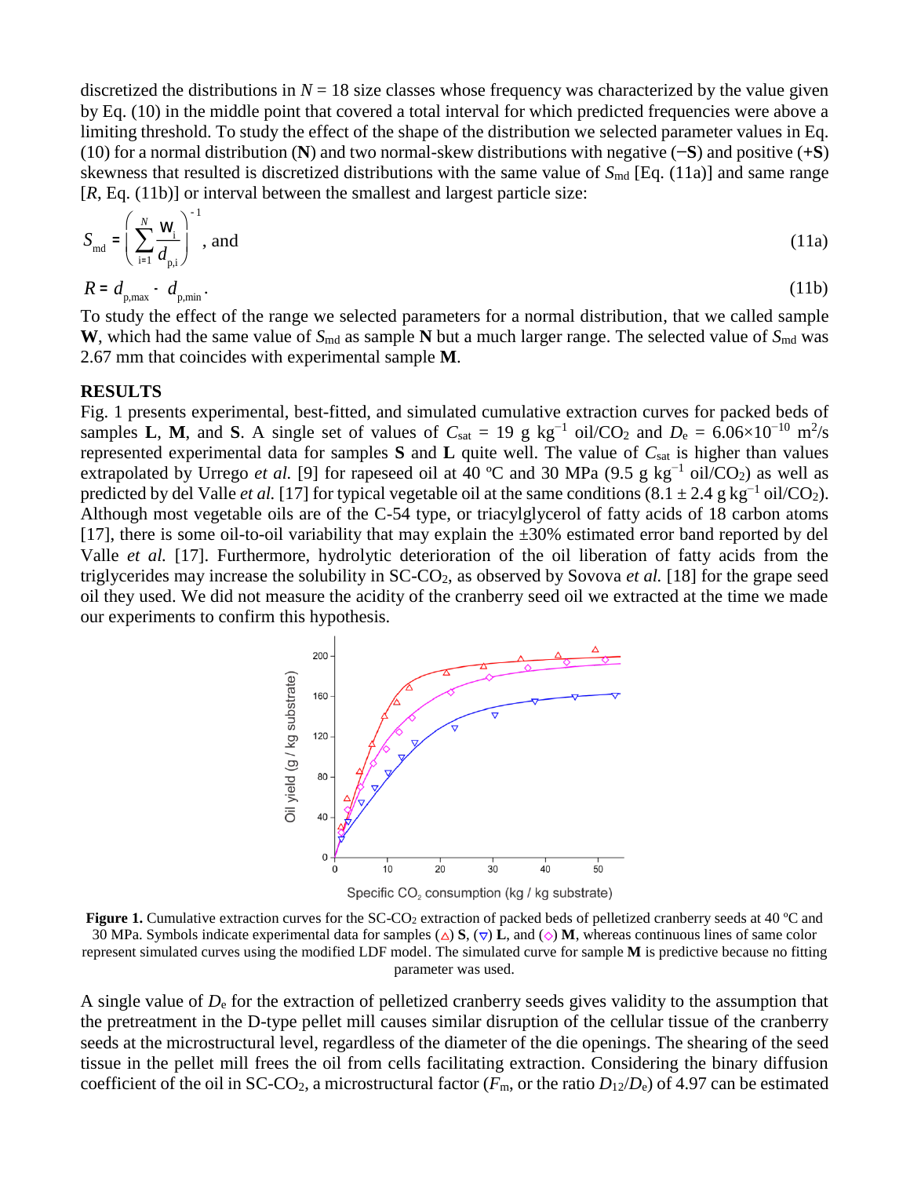discretized the distributions in $N = 18$ size classes whose frequency was characterized by the value given by Eq. (10) in the middle point that covered a total interval for which predicted frequencies were above a limiting threshold. To study the effect of the shape of the distribution we selected parameter values in Eq. (10) for a normal distribution (**N**) and two normal-skew distributions with negative (**−S**) and positive (**+S**) skewness that resulted is discretized distributions with the same value of $S_{md}$ [Eq. (11a)] and same range [$R$, Eq. (11b)] or interval between the smallest and largest particle size:

$$S_{md} = \left( \sum_{i=1}^{N} \frac{w_i}{d_{p,i}} \right)^{-1} \text{, and} \tag{11a}$$

$$R = d_{p,max} - d_{p,min} . \tag{11b}$$

To study the effect of the range we selected parameters for a normal distribution, that we called sample **W**, which had the same value of $S_{md}$ as sample **N** but a much larger range. The selected value of $S_{md}$ was 2.67 mm that coincides with experimental sample **M**.

## RESULTS

Fig. 1 presents experimental, best-fitted, and simulated cumulative extraction curves for packed beds of samples **L**, **M**, and **S**. A single set of values of $C_{sat}$ = 19 g kg$^{-1}$ oil/$CO_2$ and $D_e$ = 6.06×10$^{-10}$ m$^2$/s represented experimental data for samples **S** and **L** quite well. The value of $C_{sat}$ is higher than values extrapolated by Urrego *et al.* [9] for rapeseed oil at 40 ºC and 30 MPa (9.5 g kg$^{-1}$ oil/$CO_2$) as well as predicted by del Valle *et al.* [17] for typical vegetable oil at the same conditions (8.1 ± 2.4 g kg$^{-1}$ oil/$CO_2$). Although most vegetable oils are of the C-54 type, or triacylglycerol of fatty acids of 18 carbon atoms [17], there is some oil-to-oil variability that may explain the ±30% estimated error band reported by del Valle *et al.* [17]. Furthermore, hydrolytic deterioration of the oil liberation of fatty acids from the triglycerides may increase the solubility in SC-$CO_2$, as observed by Sovova *et al.* [18] for the grape seed oil they used. We did not measure the acidity of the cranberry seed oil we extracted at the time we made our experiments to confirm this hypothesis.

Oil yield (g / kg substrate)
200
160
120
80
40
0
0
10
20
30
40
50
Specific $CO_2$ consumption (kg / kg substrate)

**Figure 1.** Cumulative extraction curves for the SC-$CO_2$ extraction of packed beds of pelletized cranberry seeds at 40 ºC and 30 MPa. Symbols indicate experimental data for samples (△) **S**, (▽) **L**, and (◇) **M**, whereas continuous lines of same color represent simulated curves using the modified LDF model. The simulated curve for sample **M** is predictive because no fitting parameter was used.

A single value of $D_e$ for the extraction of pelletized cranberry seeds gives validity to the assumption that the pretreatment in the D-type pellet mill causes similar disruption of the cellular tissue of the cranberry seeds at the microstructural level, regardless of the diameter of the die openings. The shearing of the seed tissue in the pellet mill frees the oil from cells facilitating extraction. Considering the binary diffusion coefficient of the oil in SC-$CO_2$, a microstructural factor ($F_m$, or the ratio $D_{12}/D_e$) of 4.97 can be estimated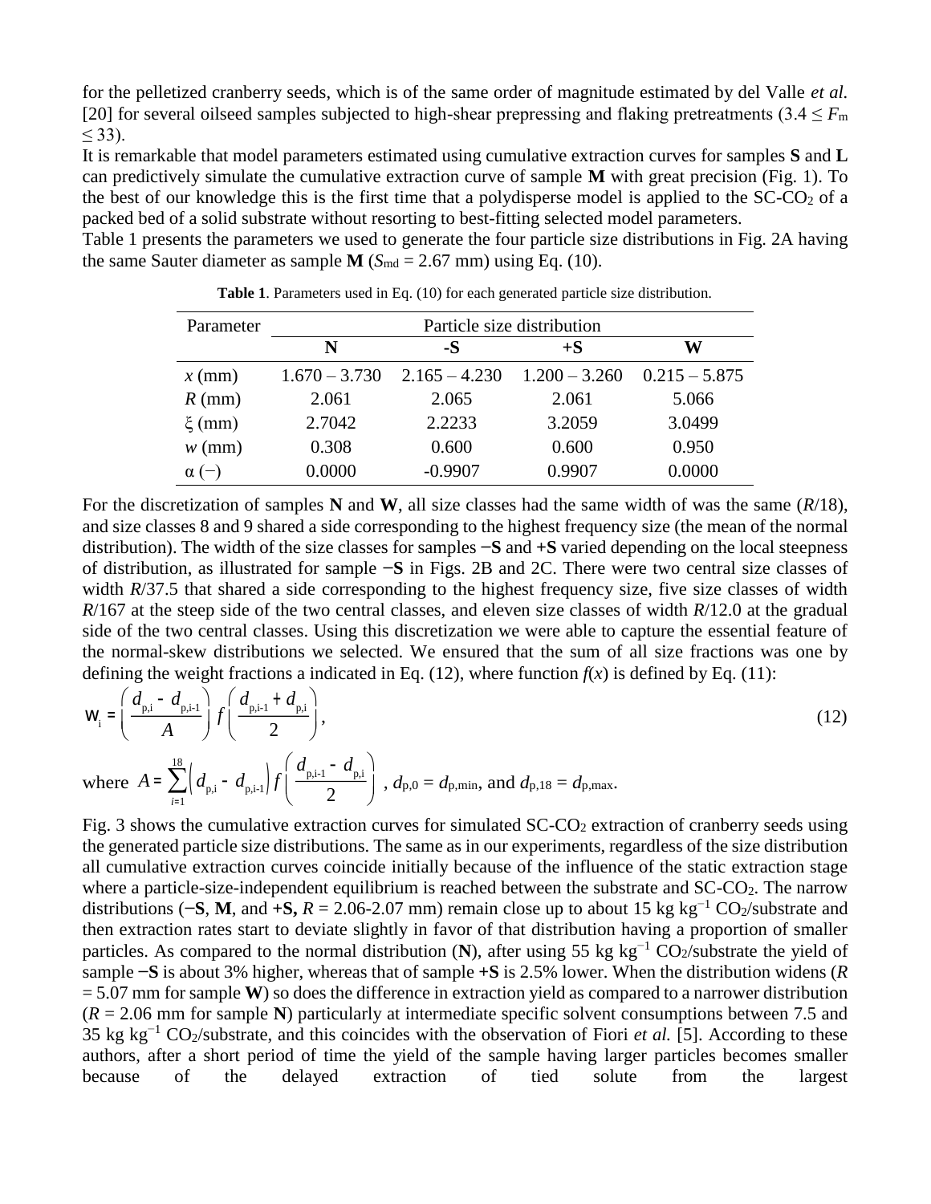for the pelletized cranberry seeds, which is of the same order of magnitude estimated by del Valle *et al.* [20] for several oilseed samples subjected to high-shear prepressing and flaking pretreatments ($3.4 \leq F_m \leq 33$).

It is remarkable that model parameters estimated using cumulative extraction curves for samples **S** and **L** can predictively simulate the cumulative extraction curve of sample **M** with great precision (Fig. 1). To the best of our knowledge this is the first time that a polydisperse model is applied to the SC-$CO_2$ of a packed bed of a solid substrate without resorting to best-fitting selected model parameters.

Table 1 presents the parameters we used to generate the four particle size distributions in Fig. 2A having the same Sauter diameter as sample **M** ($S_{md}$ = 2.67 mm) using Eq. (10).

**Table 1**. Parameters used in Eq. (10) for each generated particle size distribution.

| Parameter | Particle size distribution | | | |
|---|---|---|---|---|
| | **N** | **-S** | **+S** | **W** |
| $x$ (mm) | 1.670 – 3.730 | 2.165 – 4.230 | 1.200 – 3.260 | 0.215 – 5.875 |
| $R$ (mm) | 2.061 | 2.065 | 2.061 | 5.066 |
| $\xi$ (mm) | 2.7042 | 2.2233 | 3.2059 | 3.0499 |
| $w$ (mm) | 0.308 | 0.600 | 0.600 | 0.950 |
| $\alpha$ (−) | 0.0000 | -0.9907 | 0.9907 | 0.0000 |

For the discretization of samples **N** and **W**, all size classes had the same width of was the same ($R$/18), and size classes 8 and 9 shared a side corresponding to the highest frequency size (the mean of the normal distribution). The width of the size classes for samples **−S** and **+S** varied depending on the local steepness of distribution, as illustrated for sample **−S** in Figs. 2B and 2C. There were two central size classes of width $R$/37.5 that shared a side corresponding to the highest frequency size, five size classes of width $R$/167 at the steep side of the two central classes, and eleven size classes of width $R$/12.0 at the gradual side of the two central classes. Using this discretization we were able to capture the essential feature of the normal-skew distributions we selected. We ensured that the sum of all size fractions was one by defining the weight fractions a indicated in Eq. (12), where function $f(x)$ is defined by Eq. (11):

$$w_i = \left( \frac{d_{p,i} - d_{p,i-1}}{A} \right) f\left( \frac{d_{p,i-1} + d_{p,i}}{2} \right), \tag{12}$$

where $A = \sum_{i=1}^{18} \left( d_{p,i} - d_{p,i-1} \right) f\left( \frac{d_{p,i-1} - d_{p,i}}{2} \right)$, $d_{p,0} = d_{p,min}$, and $d_{p,18} = d_{p,max}$.

Fig. 3 shows the cumulative extraction curves for simulated SC-$CO_2$ extraction of cranberry seeds using the generated particle size distributions. The same as in our experiments, regardless of the size distribution all cumulative extraction curves coincide initially because of the influence of the static extraction stage where a particle-size-independent equilibrium is reached between the substrate and SC-$CO_2$. The narrow distributions (**−S**, **M**, and **+S,** $R$ = 2.06-2.07 mm) remain close up to about 15 kg kg$^{-1}$ $CO_2$/substrate and then extraction rates start to deviate slightly in favor of that distribution having a proportion of smaller particles. As compared to the normal distribution (**N**), after using 55 kg kg$^{-1}$ $CO_2$/substrate the yield of sample **−S** is about 3% higher, whereas that of sample **+S** is 2.5% lower. When the distribution widens ($R$ = 5.07 mm for sample **W**) so does the difference in extraction yield as compared to a narrower distribution ($R$ = 2.06 mm for sample **N**) particularly at intermediate specific solvent consumptions between 7.5 and 35 kg kg$^{-1}$ $CO_2$/substrate, and this coincides with the observation of Fiori *et al.* [5]. According to these authors, after a short period of time the yield of the sample having larger particles becomes smaller because of the delayed extraction of tied solute from the largest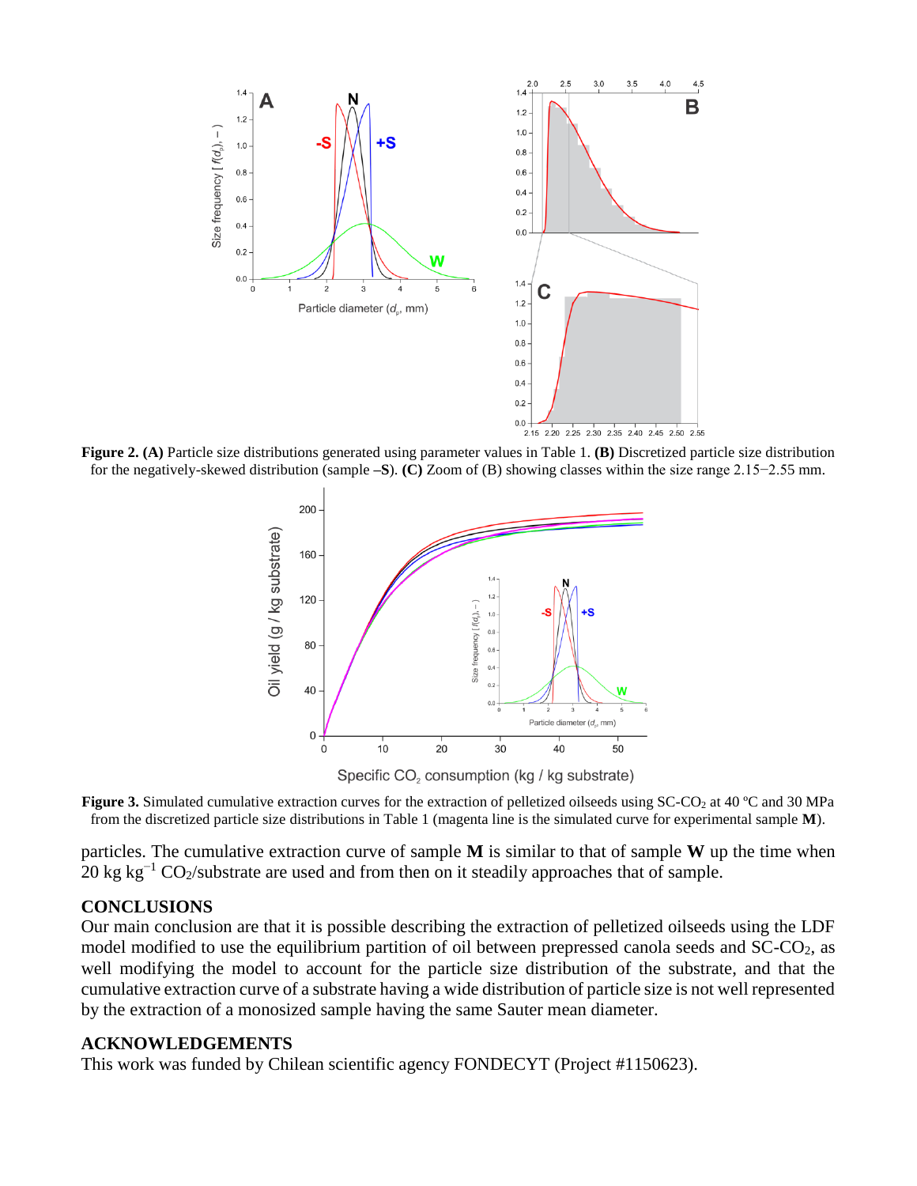A

N

-S

+S

W

Size frequency [ $f(d_p)$, – ]

1.4
1.2
1.0
0.8
0.6
0.4
0.2
0.0

0 1 2 3 4 5 6

Particle diameter ($d_p$, mm)

B

2.0 2.5 3.0 3.5 4.0 4.5

1.4
1.2
1.0
0.8
0.6
0.4
0.2
0.0

C

1.4
1.2
1.0
0.8
0.6
0.4
0.2
0.0

2.15 2.20 2.25 2.30 2.35 2.40 2.45 2.50 2.55

**Figure 2. (A)** Particle size distributions generated using parameter values in Table 1. **(B)** Discretized particle size distribution for the negatively-skewed distribution (sample **–S**). **(C)** Zoom of (B) showing classes within the size range 2.15−2.55 mm.

Oil yield (g / kg substrate)

200
160
120
80
40
0

0 10 20 30 40 50

Specific $CO_2$ consumption (kg / kg substrate)

N

-S

+S

W

Size frequency [ $f(d_p)$, – ]

1.4
1.2
1.0
0.8
0.6
0.4
0.2
0.0

0 1 2 3 4 5 6

Particle diameter ($d_p$, mm)

**Figure 3.** Simulated cumulative extraction curves for the extraction of pelletized oilseeds using SC-$CO_2$ at 40 ºC and 30 MPa from the discretized particle size distributions in Table 1 (magenta line is the simulated curve for experimental sample **M**).

particles. The cumulative extraction curve of sample **M** is similar to that of sample **W** up the time when 20 kg kg$^{-1}$ $CO_2$/substrate are used and from then on it steadily approaches that of sample.

## CONCLUSIONS

Our main conclusion are that it is possible describing the extraction of pelletized oilseeds using the LDF model modified to use the equilibrium partition of oil between prepressed canola seeds and SC-$CO_2$, as well modifying the model to account for the particle size distribution of the substrate, and that the cumulative extraction curve of a substrate having a wide distribution of particle size is not well represented by the extraction of a monosized sample having the same Sauter mean diameter.

## ACKNOWLEDGEMENTS

This work was funded by Chilean scientific agency FONDECYT (Project #1150623).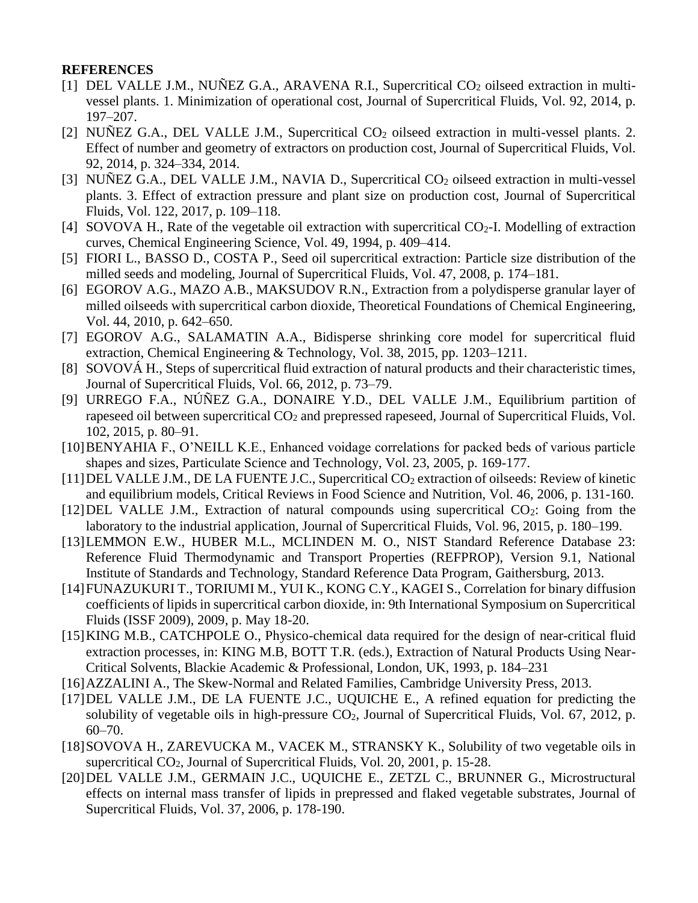**REFERENCES**

[1] DEL VALLE J.M., NUÑEZ G.A., ARAVENA R.I., Supercritical $CO_2$ oilseed extraction in multi-vessel plants. 1. Minimization of operational cost, Journal of Supercritical Fluids, Vol. 92, 2014, p. 197–207.

[2] NUÑEZ G.A., DEL VALLE J.M., Supercritical $CO_2$ oilseed extraction in multi-vessel plants. 2. Effect of number and geometry of extractors on production cost, Journal of Supercritical Fluids, Vol. 92, 2014, p. 324–334, 2014.

[3] NUÑEZ G.A., DEL VALLE J.M., NAVIA D., Supercritical $CO_2$ oilseed extraction in multi-vessel plants. 3. Effect of extraction pressure and plant size on production cost, Journal of Supercritical Fluids, Vol. 122, 2017, p. 109–118.

[4] SOVOVA H., Rate of the vegetable oil extraction with supercritical $CO_2$-I. Modelling of extraction curves, Chemical Engineering Science, Vol. 49, 1994, p. 409–414.

[5] FIORI L., BASSO D., COSTA P., Seed oil supercritical extraction: Particle size distribution of the milled seeds and modeling, Journal of Supercritical Fluids, Vol. 47, 2008, p. 174–181.

[6] EGOROV A.G., MAZO A.B., MAKSUDOV R.N., Extraction from a polydisperse granular layer of milled oilseeds with supercritical carbon dioxide, Theoretical Foundations of Chemical Engineering, Vol. 44, 2010, p. 642–650.

[7] EGOROV A.G., SALAMATIN A.A., Bidisperse shrinking core model for supercritical fluid extraction, Chemical Engineering & Technology, Vol. 38, 2015, pp. 1203–1211.

[8] SOVOVÁ H., Steps of supercritical fluid extraction of natural products and their characteristic times, Journal of Supercritical Fluids, Vol. 66, 2012, p. 73–79.

[9] URREGO F.A., NÚÑEZ G.A., DONAIRE Y.D., DEL VALLE J.M., Equilibrium partition of rapeseed oil between supercritical $CO_2$ and prepressed rapeseed, Journal of Supercritical Fluids, Vol. 102, 2015, p. 80–91.

[10] BENYAHIA F., O'NEILL K.E., Enhanced voidage correlations for packed beds of various particle shapes and sizes, Particulate Science and Technology, Vol. 23, 2005, p. 169-177.

[11] DEL VALLE J.M., DE LA FUENTE J.C., Supercritical $CO_2$ extraction of oilseeds: Review of kinetic and equilibrium models, Critical Reviews in Food Science and Nutrition, Vol. 46, 2006, p. 131-160.

[12] DEL VALLE J.M., Extraction of natural compounds using supercritical $CO_2$: Going from the laboratory to the industrial application, Journal of Supercritical Fluids, Vol. 96, 2015, p. 180–199.

[13] LEMMON E.W., HUBER M.L., MCLINDEN M. O., NIST Standard Reference Database 23: Reference Fluid Thermodynamic and Transport Properties (REFPROP), Version 9.1, National Institute of Standards and Technology, Standard Reference Data Program, Gaithersburg, 2013.

[14] FUNAZUKURI T., TORIUMI M., YUI K., KONG C.Y., KAGEI S., Correlation for binary diffusion coefficients of lipids in supercritical carbon dioxide, in: 9th International Symposium on Supercritical Fluids (ISSF 2009), 2009, p. May 18-20.

[15] KING M.B., CATCHPOLE O., Physico-chemical data required for the design of near-critical fluid extraction processes, in: KING M.B, BOTT T.R. (eds.), Extraction of Natural Products Using Near-Critical Solvents, Blackie Academic & Professional, London, UK, 1993, p. 184–231

[16] AZZALINI A., The Skew-Normal and Related Families, Cambridge University Press, 2013.

[17] DEL VALLE J.M., DE LA FUENTE J.C., UQUICHE E., A refined equation for predicting the solubility of vegetable oils in high-pressure $CO_2$, Journal of Supercritical Fluids, Vol. 67, 2012, p. 60–70.

[18] SOVOVA H., ZAREVUCKA M., VACEK M., STRANSKY K., Solubility of two vegetable oils in supercritical $CO_2$, Journal of Supercritical Fluids, Vol. 20, 2001, p. 15-28.

[20] DEL VALLE J.M., GERMAIN J.C., UQUICHE E., ZETZL C., BRUNNER G., Microstructural effects on internal mass transfer of lipids in prepressed and flaked vegetable substrates, Journal of Supercritical Fluids, Vol. 37, 2006, p. 178-190.